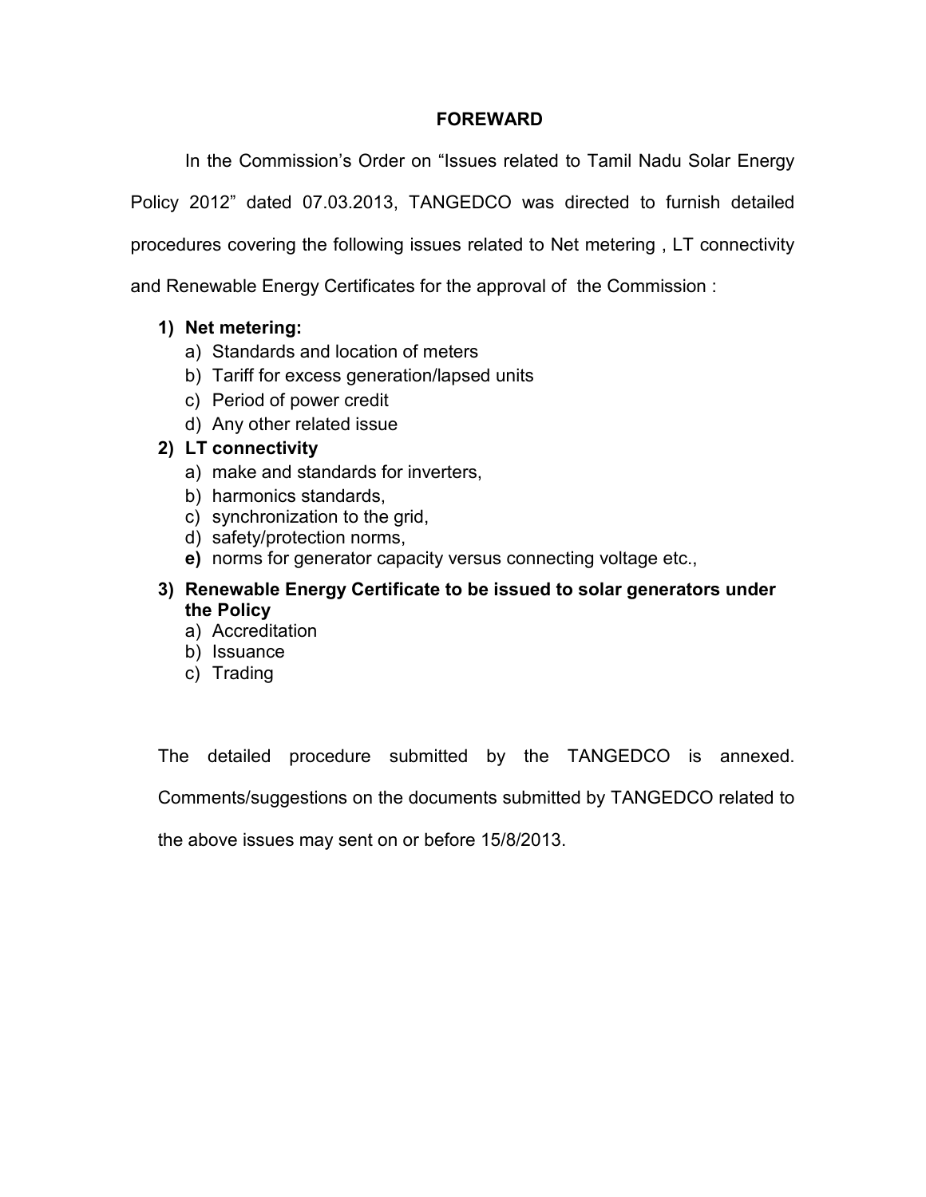# FOREWARD

In the Commission's Order on "Issues related to Tamil Nadu Solar Energy Policy 2012" dated 07.03.2013, TANGEDCO was directed to furnish detailed procedures covering the following issues related to Net metering , LT connectivity and Renewable Energy Certificates for the approval of the Commission :

1) **Net metering:**
   a) Standards and location of meters
   b) Tariff for excess generation/lapsed units
   c) Period of power credit
   d) Any other related issue
2) **LT connectivity**
   a) make and standards for inverters,
   b) harmonics standards,
   c) synchronization to the grid,
   d) safety/protection norms,
   **e)** norms for generator capacity versus connecting voltage etc.,
3) **Renewable Energy Certificate to be issued to solar generators under the Policy**
   a) Accreditation
   b) Issuance
   c) Trading

The detailed procedure submitted by the TANGEDCO is annexed. Comments/suggestions on the documents submitted by TANGEDCO related to the above issues may sent on or before 15/8/2013.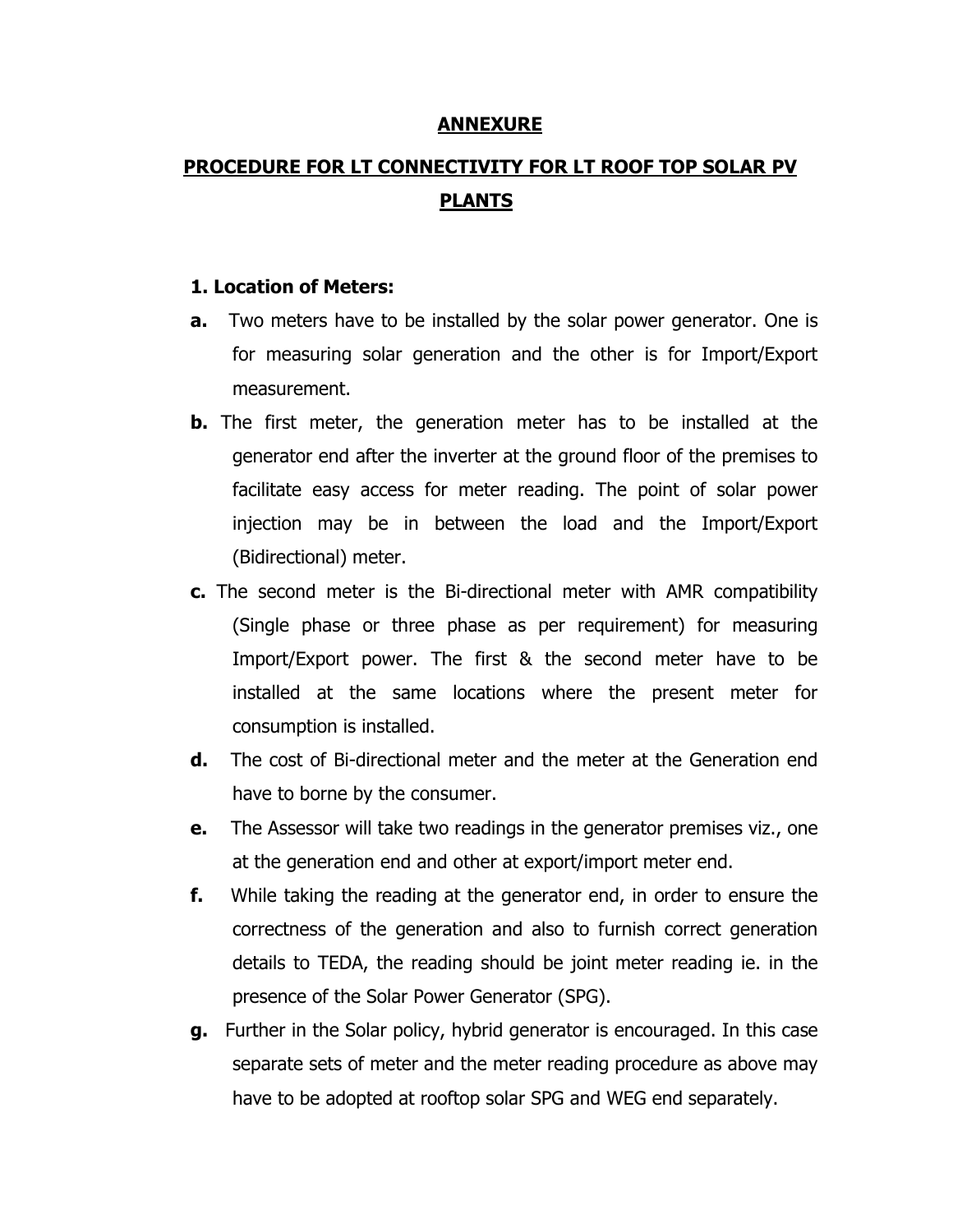# ANNEXURE

## PROCEDURE FOR LT CONNECTIVITY FOR LT ROOF TOP SOLAR PV PLANTS

### 1. Location of Meters:

**a.** Two meters have to be installed by the solar power generator. One is for measuring solar generation and the other is for Import/Export measurement.

**b.** The first meter, the generation meter has to be installed at the generator end after the inverter at the ground floor of the premises to facilitate easy access for meter reading. The point of solar power injection may be in between the load and the Import/Export (Bidirectional) meter.

**c.** The second meter is the Bi-directional meter with AMR compatibility (Single phase or three phase as per requirement) for measuring Import/Export power. The first & the second meter have to be installed at the same locations where the present meter for consumption is installed.

**d.** The cost of Bi-directional meter and the meter at the Generation end have to borne by the consumer.

**e.** The Assessor will take two readings in the generator premises viz., one at the generation end and other at export/import meter end.

**f.** While taking the reading at the generator end, in order to ensure the correctness of the generation and also to furnish correct generation details to TEDA, the reading should be joint meter reading ie. in the presence of the Solar Power Generator (SPG).

**g.** Further in the Solar policy, hybrid generator is encouraged. In this case separate sets of meter and the meter reading procedure as above may have to be adopted at rooftop solar SPG and WEG end separately.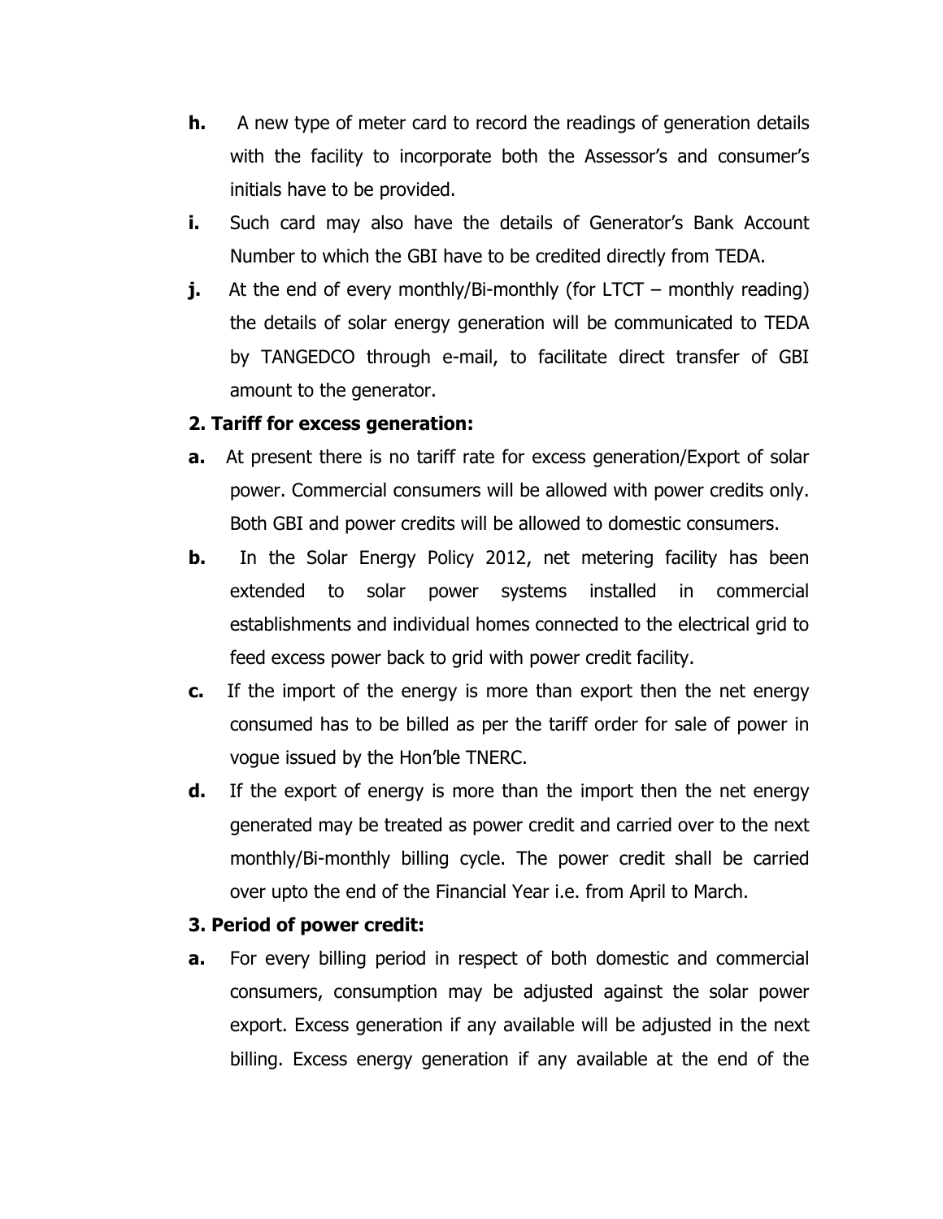**h.** A new type of meter card to record the readings of generation details with the facility to incorporate both the Assessor's and consumer's initials have to be provided.

**i.** Such card may also have the details of Generator's Bank Account Number to which the GBI have to be credited directly from TEDA.

**j.** At the end of every monthly/Bi-monthly (for LTCT – monthly reading) the details of solar energy generation will be communicated to TEDA by TANGEDCO through e-mail, to facilitate direct transfer of GBI amount to the generator.

**2. Tariff for excess generation:**

**a.** At present there is no tariff rate for excess generation/Export of solar power. Commercial consumers will be allowed with power credits only. Both GBI and power credits will be allowed to domestic consumers.

**b.** In the Solar Energy Policy 2012, net metering facility has been extended to solar power systems installed in commercial establishments and individual homes connected to the electrical grid to feed excess power back to grid with power credit facility.

**c.** If the import of the energy is more than export then the net energy consumed has to be billed as per the tariff order for sale of power in vogue issued by the Hon'ble TNERC.

**d.** If the export of energy is more than the import then the net energy generated may be treated as power credit and carried over to the next monthly/Bi-monthly billing cycle. The power credit shall be carried over upto the end of the Financial Year i.e. from April to March.

**3. Period of power credit:**

**a.** For every billing period in respect of both domestic and commercial consumers, consumption may be adjusted against the solar power export. Excess generation if any available will be adjusted in the next billing. Excess energy generation if any available at the end of the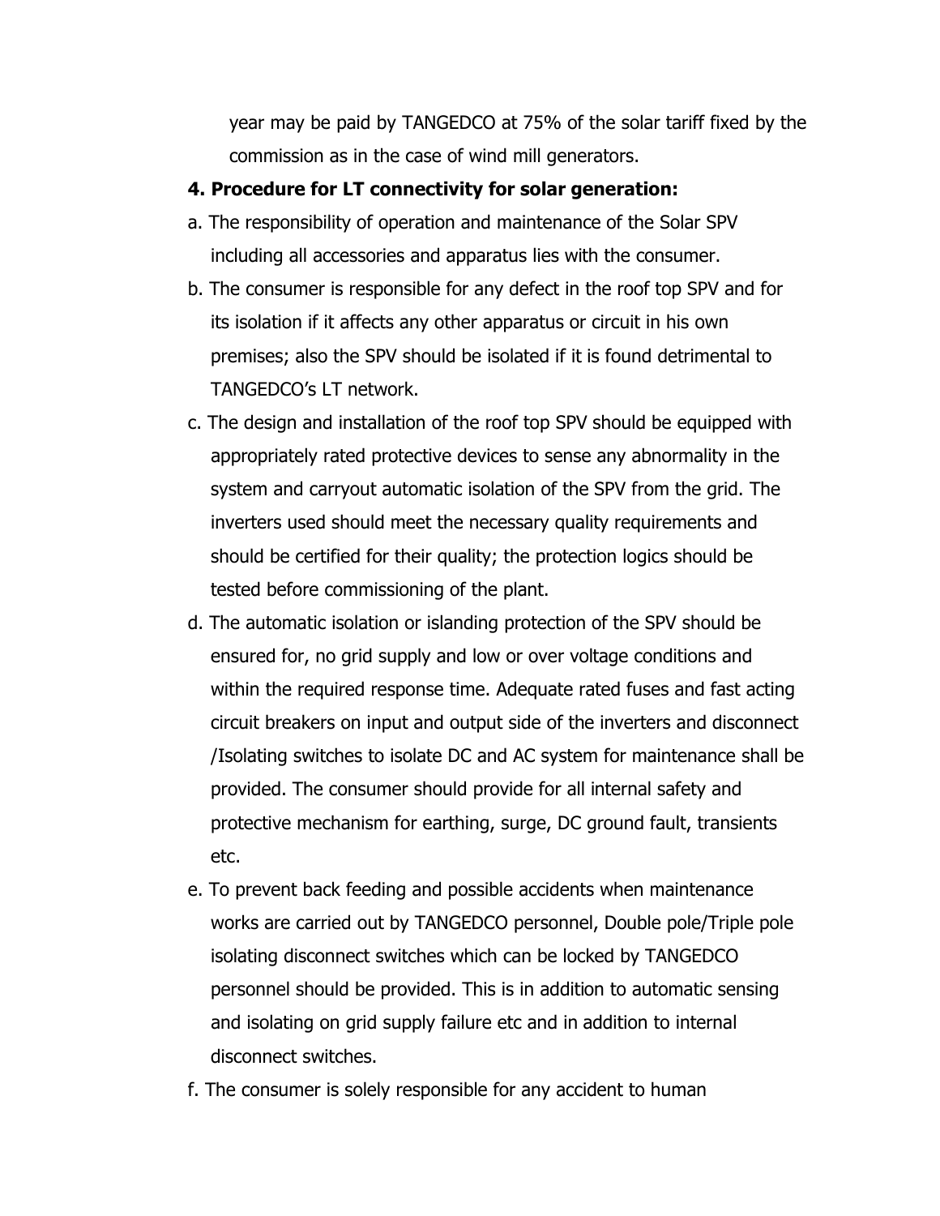year may be paid by TANGEDCO at 75% of the solar tariff fixed by the commission as in the case of wind mill generators.

**4. Procedure for LT connectivity for solar generation:**

a. The responsibility of operation and maintenance of the Solar SPV including all accessories and apparatus lies with the consumer.

b. The consumer is responsible for any defect in the roof top SPV and for its isolation if it affects any other apparatus or circuit in his own premises; also the SPV should be isolated if it is found detrimental to TANGEDCO's LT network.

c. The design and installation of the roof top SPV should be equipped with appropriately rated protective devices to sense any abnormality in the system and carryout automatic isolation of the SPV from the grid. The inverters used should meet the necessary quality requirements and should be certified for their quality; the protection logics should be tested before commissioning of the plant.

d. The automatic isolation or islanding protection of the SPV should be ensured for, no grid supply and low or over voltage conditions and within the required response time. Adequate rated fuses and fast acting circuit breakers on input and output side of the inverters and disconnect /Isolating switches to isolate DC and AC system for maintenance shall be provided. The consumer should provide for all internal safety and protective mechanism for earthing, surge, DC ground fault, transients etc.

e. To prevent back feeding and possible accidents when maintenance works are carried out by TANGEDCO personnel, Double pole/Triple pole isolating disconnect switches which can be locked by TANGEDCO personnel should be provided. This is in addition to automatic sensing and isolating on grid supply failure etc and in addition to internal disconnect switches.

f. The consumer is solely responsible for any accident to human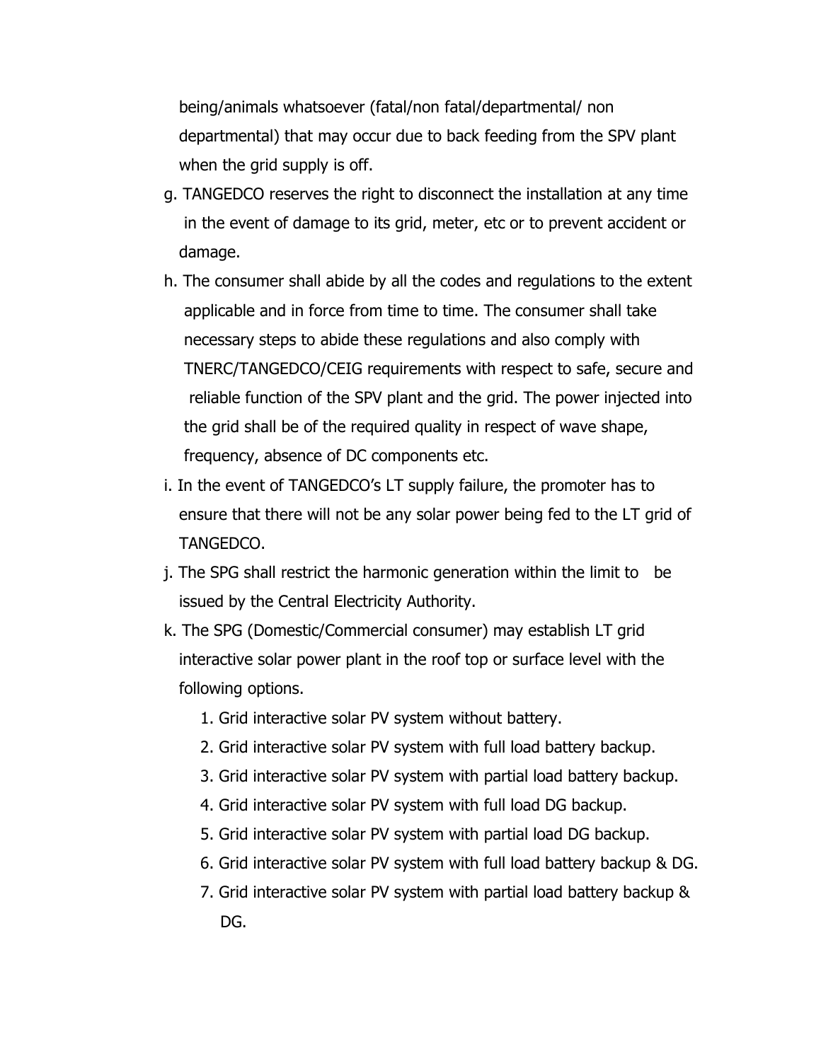being/animals whatsoever (fatal/non fatal/departmental/ non departmental) that may occur due to back feeding from the SPV plant when the grid supply is off.

g. TANGEDCO reserves the right to disconnect the installation at any time in the event of damage to its grid, meter, etc or to prevent accident or damage.

h. The consumer shall abide by all the codes and regulations to the extent applicable and in force from time to time. The consumer shall take necessary steps to abide these regulations and also comply with TNERC/TANGEDCO/CEIG requirements with respect to safe, secure and reliable function of the SPV plant and the grid. The power injected into the grid shall be of the required quality in respect of wave shape, frequency, absence of DC components etc.

i. In the event of TANGEDCO's LT supply failure, the promoter has to ensure that there will not be any solar power being fed to the LT grid of TANGEDCO.

j. The SPG shall restrict the harmonic generation within the limit to be issued by the Central Electricity Authority.

k. The SPG (Domestic/Commercial consumer) may establish LT grid interactive solar power plant in the roof top or surface level with the following options.

   1. Grid interactive solar PV system without battery.
   2. Grid interactive solar PV system with full load battery backup.
   3. Grid interactive solar PV system with partial load battery backup.
   4. Grid interactive solar PV system with full load DG backup.
   5. Grid interactive solar PV system with partial load DG backup.
   6. Grid interactive solar PV system with full load battery backup & DG.
   7. Grid interactive solar PV system with partial load battery backup & DG.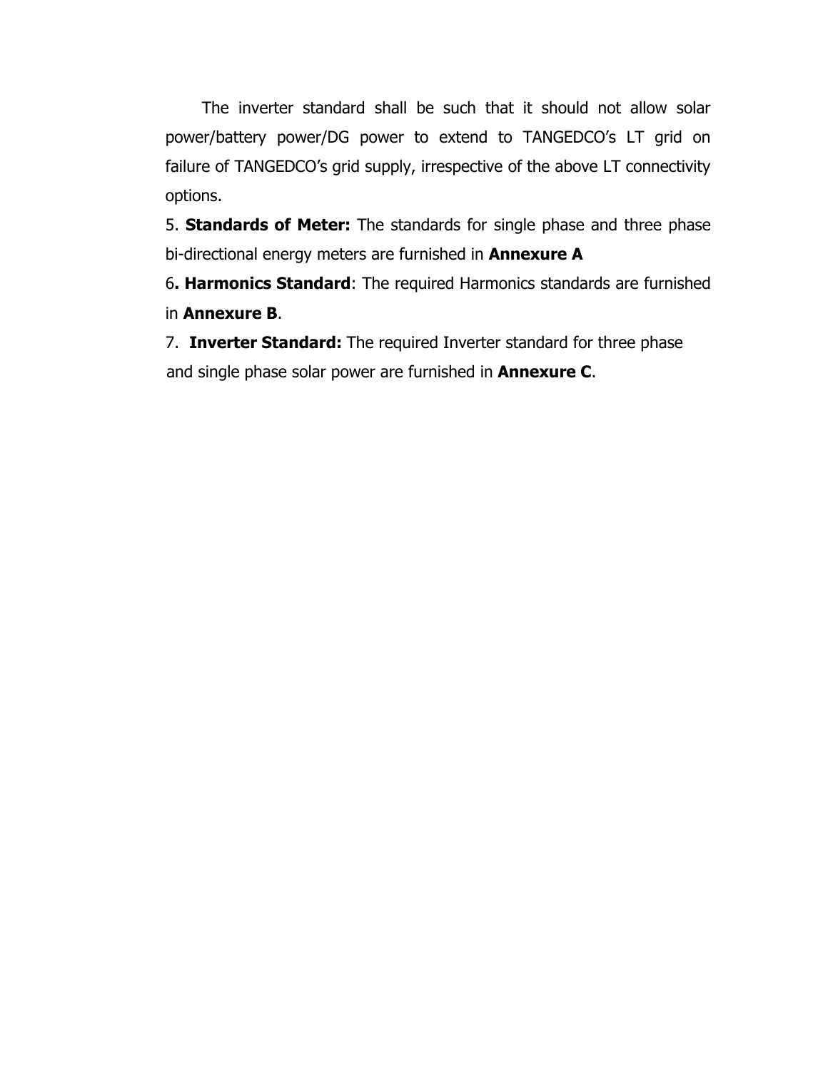The inverter standard shall be such that it should not allow solar power/battery power/DG power to extend to TANGEDCO's LT grid on failure of TANGEDCO's grid supply, irrespective of the above LT connectivity options.

5. **Standards of Meter:** The standards for single phase and three phase bi-directional energy meters are furnished in **Annexure A**

6**. Harmonics Standard**: The required Harmonics standards are furnished in **Annexure B**.

7. **Inverter Standard:** The required Inverter standard for three phase and single phase solar power are furnished in **Annexure C**.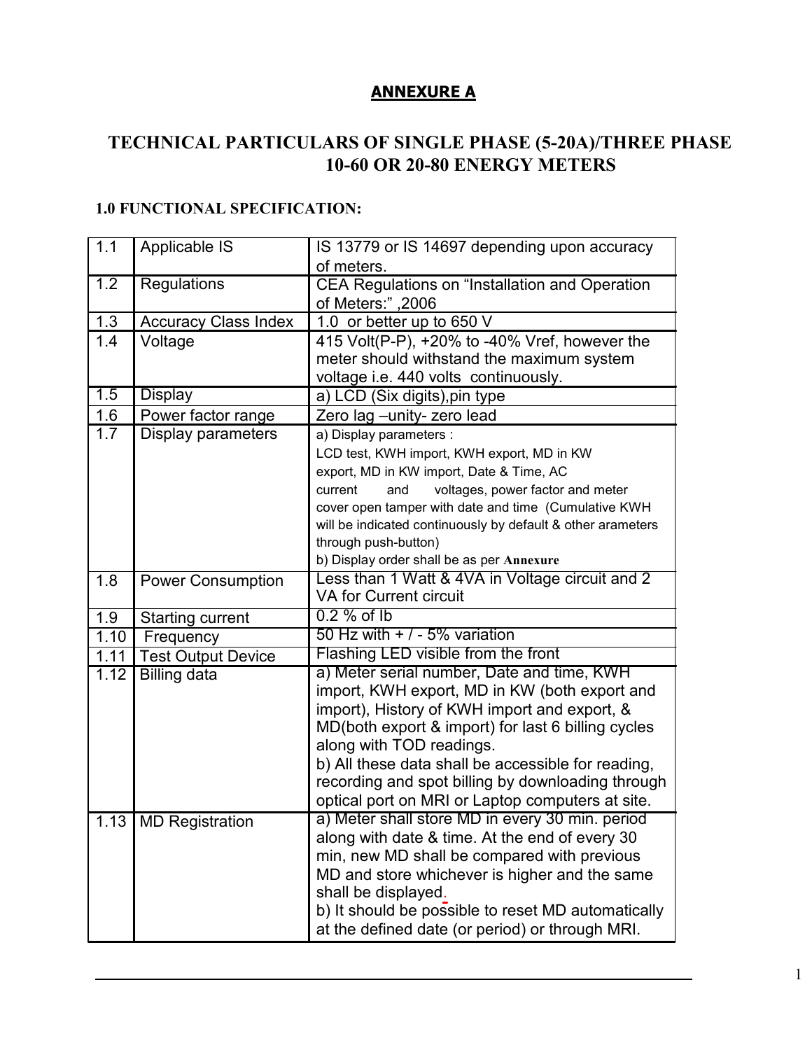## ANNEXURE A

# TECHNICAL PARTICULARS OF SINGLE PHASE (5-20A)/THREE PHASE 10-60 OR 20-80 ENERGY METERS

### 1.0 FUNCTIONAL SPECIFICATION:

| | | |
|---|---|---|
| 1.1 | Applicable IS | IS 13779 or IS 14697 depending upon accuracy of meters. |
| 1.2 | Regulations | CEA Regulations on "Installation and Operation of Meters:" ,2006 |
| 1.3 | Accuracy Class Index | 1.0 or better up to 650 V |
| 1.4 | Voltage | 415 Volt(P-P), +20% to -40% Vref, however the meter should withstand the maximum system voltage i.e. 440 volts continuously. |
| 1.5 | Display | a) LCD (Six digits),pin type |
| 1.6 | Power factor range | Zero lag –unity- zero lead |
| 1.7 | Display parameters | a) Display parameters : LCD test, KWH import, KWH export, MD in KW export, MD in KW import, Date & Time, AC current and voltages, power factor and meter cover open tamper with date and time (Cumulative KWH will be indicated continuously by default & other arameters through push-button)<br>b) Display order shall be as per **Annexure** |
| 1.8 | Power Consumption | Less than 1 Watt & 4VA in Voltage circuit and 2 VA for Current circuit |
| 1.9 | Starting current | 0.2 % of Ib |
| 1.10 | Frequency | 50 Hz with + / - 5% variation |
| 1.11 | Test Output Device | Flashing LED visible from the front |
| 1.12 | Billing data | a) Meter serial number, Date and time, KWH import, KWH export, MD in KW (both export and import), History of KWH import and export, & MD(both export & import) for last 6 billing cycles along with TOD readings.<br>b) All these data shall be accessible for reading, recording and spot billing by downloading through optical port on MRI or Laptop computers at site. |
| 1.13 | MD Registration | a) Meter shall store MD in every 30 min. period along with date & time. At the end of every 30 min, new MD shall be compared with previous MD and store whichever is higher and the same shall be displayed.<br>b) It should be possible to reset MD automatically at the defined date (or period) or through MRI. |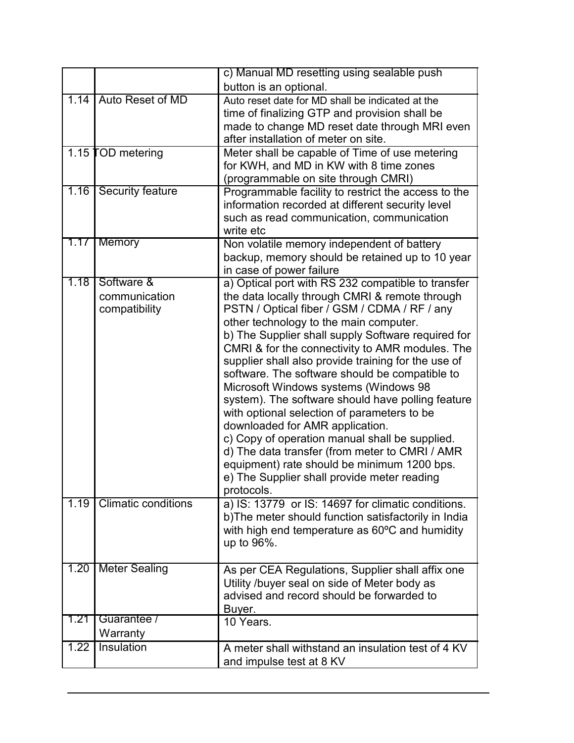| | | |
|---|---|---|
| | | c) Manual MD resetting using sealable push button is an optional. |
| 1.14 | Auto Reset of MD | Auto reset date for MD shall be indicated at the time of finalizing GTP and provision shall be made to change MD reset date through MRI even after installation of meter on site. |
| 1.15 | TOD metering | Meter shall be capable of Time of use metering for KWH, and MD in KW with 8 time zones (programmable on site through CMRI) |
| 1.16 | Security feature | Programmable facility to restrict the access to the information recorded at different security level such as read communication, communication write etc |
| 1.17 | Memory | Non volatile memory independent of battery backup, memory should be retained up to 10 year in case of power failure |
| 1.18 | Software & communication compatibility | a) Optical port with RS 232 compatible to transfer the data locally through CMRI & remote through PSTN / Optical fiber / GSM / CDMA / RF / any other technology to the main computer.<br>b) The Supplier shall supply Software required for CMRI & for the connectivity to AMR modules. The supplier shall also provide training for the use of software. The software should be compatible to Microsoft Windows systems (Windows 98 system). The software should have polling feature with optional selection of parameters to be downloaded for AMR application.<br>c) Copy of operation manual shall be supplied.<br>d) The data transfer (from meter to CMRI / AMR equipment) rate should be minimum 1200 bps.<br>e) The Supplier shall provide meter reading protocols. |
| 1.19 | Climatic conditions | a) IS: 13779 or IS: 14697 for climatic conditions.<br>b)The meter should function satisfactorily in India with high end temperature as 60ºC and humidity up to 96%. |
| 1.20 | Meter Sealing | As per CEA Regulations, Supplier shall affix one Utility /buyer seal on side of Meter body as advised and record should be forwarded to Buyer. |
| 1.21 | Guarantee / Warranty | 10 Years. |
| 1.22 | Insulation | A meter shall withstand an insulation test of 4 KV and impulse test at 8 KV |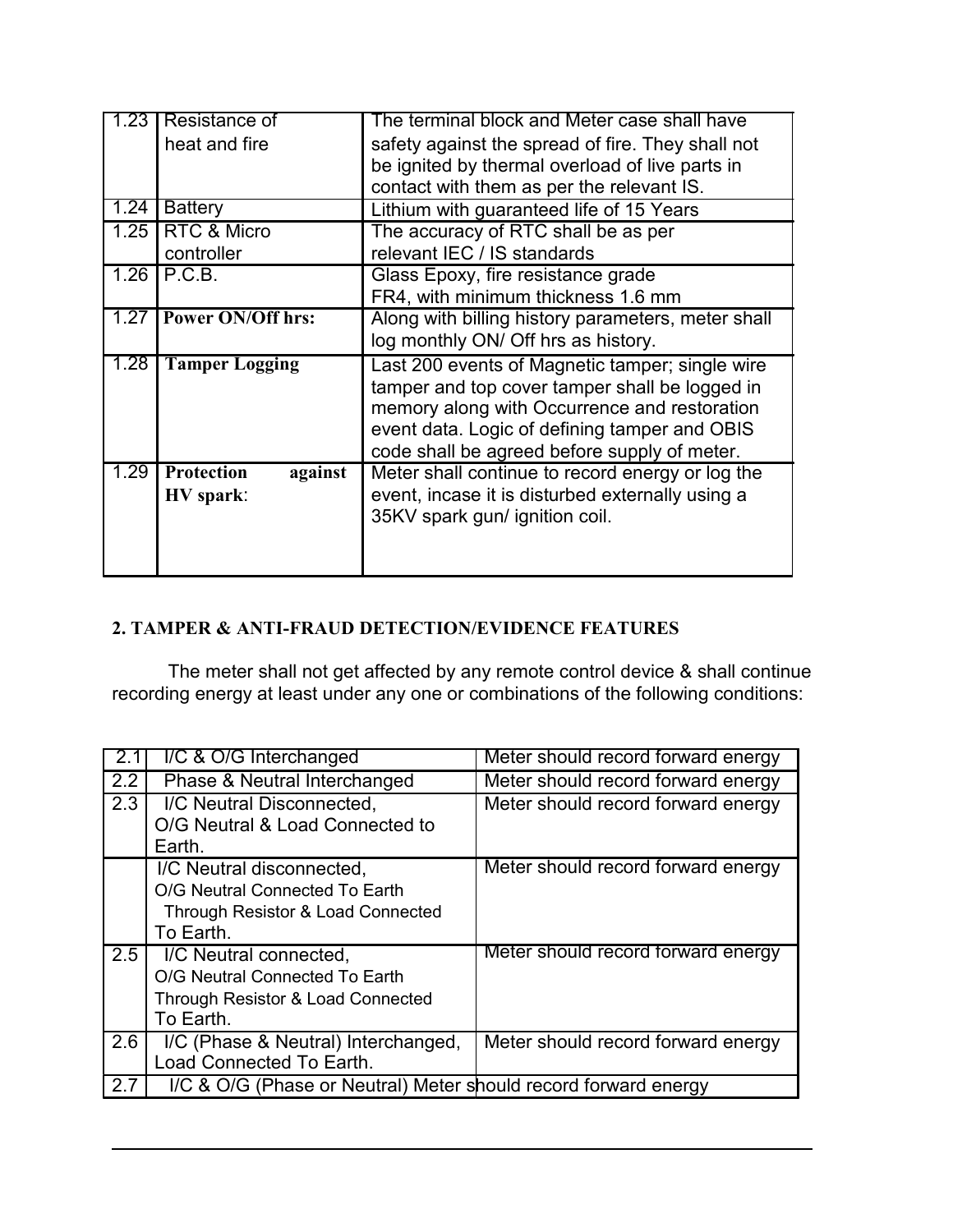| 1.23 | Resistance of heat and fire | The terminal block and Meter case shall have safety against the spread of fire. They shall not be ignited by thermal overload of live parts in contact with them as per the relevant IS. |
|---|---|---|
| 1.24 | Battery | Lithium with guaranteed life of 15 Years |
| 1.25 | RTC & Micro controller | The accuracy of RTC shall be as per relevant IEC / IS standards |
| 1.26 | P.C.B. | Glass Epoxy, fire resistance grade FR4, with minimum thickness 1.6 mm |
| 1.27 | **Power ON/Off hrs:** | Along with billing history parameters, meter shall log monthly ON/ Off hrs as history. |
| 1.28 | **Tamper Logging** | Last 200 events of Magnetic tamper; single wire tamper and top cover tamper shall be logged in memory along with Occurrence and restoration event data. Logic of defining tamper and OBIS code shall be agreed before supply of meter. |
| 1.29 | **Protection against HV spark**: | Meter shall continue to record energy or log the event, incase it is disturbed externally using a 35KV spark gun/ ignition coil. |

**2. TAMPER & ANTI-FRAUD DETECTION/EVIDENCE FEATURES**

The meter shall not get affected by any remote control device & shall continue recording energy at least under any one or combinations of the following conditions:

| 2.1 | I/C & O/G Interchanged | Meter should record forward energy |
|---|---|---|
| 2.2 | Phase & Neutral Interchanged | Meter should record forward energy |
| 2.3 | I/C Neutral Disconnected, O/G Neutral & Load Connected to Earth. | Meter should record forward energy |
| | I/C Neutral disconnected, O/G Neutral Connected To Earth Through Resistor & Load Connected To Earth. | Meter should record forward energy |
| 2.5 | I/C Neutral connected, O/G Neutral Connected To Earth Through Resistor & Load Connected To Earth. | Meter should record forward energy |
| 2.6 | I/C (Phase & Neutral) Interchanged, Load Connected To Earth. | Meter should record forward energy |
| 2.7 | I/C & O/G (Phase or Neutral) | Meter should record forward energy |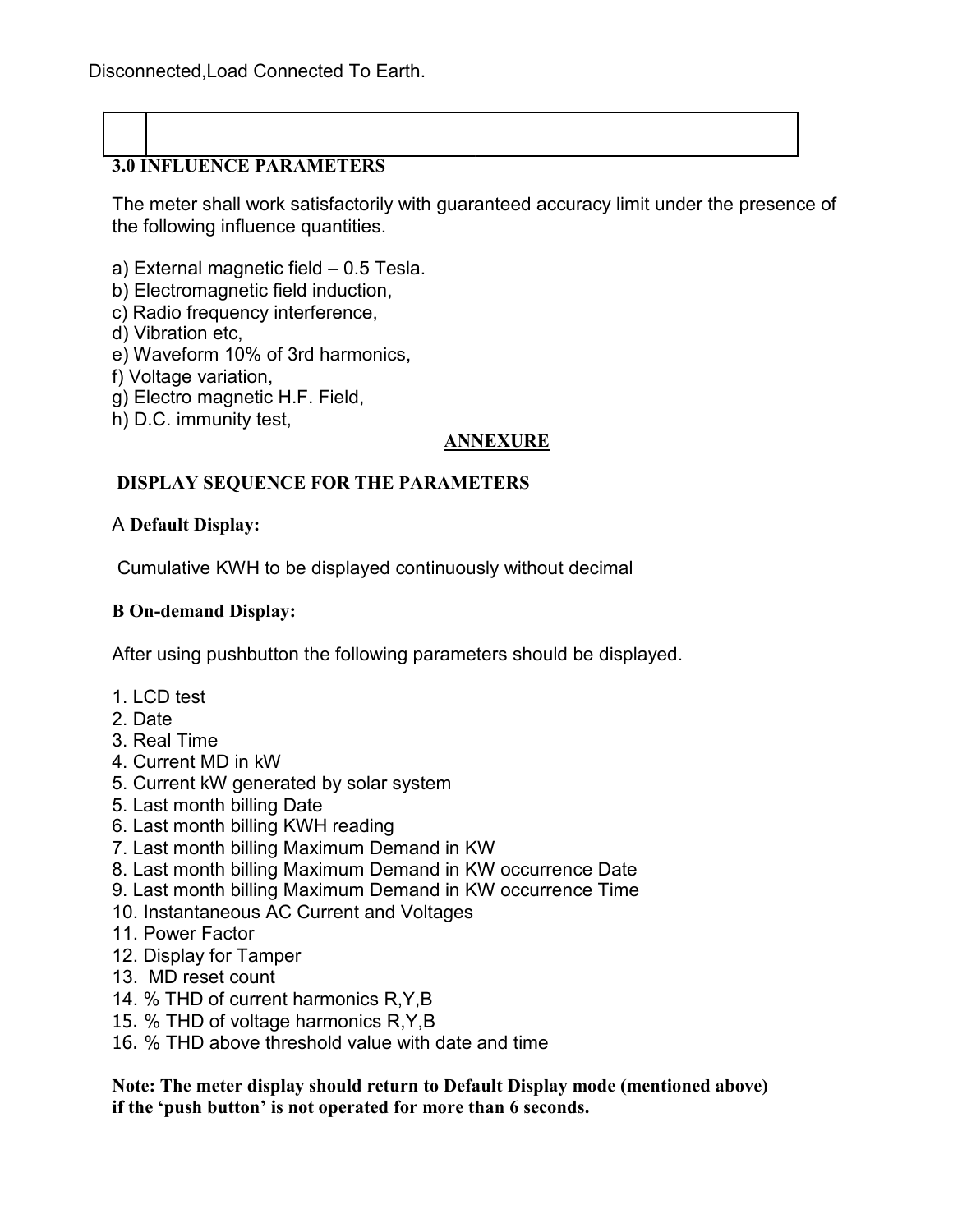Disconnected,Load Connected To Earth.

| | | |
|---|---|---|
| | | |

**3.0 INFLUENCE PARAMETERS**

The meter shall work satisfactorily with guaranteed accuracy limit under the presence of the following influence quantities.

a) External magnetic field – 0.5 Tesla.
b) Electromagnetic field induction,
c) Radio frequency interference,
d) Vibration etc,
e) Waveform 10% of 3rd harmonics,
f) Voltage variation,
g) Electro magnetic H.F. Field,
h) D.C. immunity test,

**ANNEXURE**

**DISPLAY SEQUENCE FOR THE PARAMETERS**

A **Default Display:**

Cumulative KWH to be displayed continuously without decimal

**B On-demand Display:**

After using pushbutton the following parameters should be displayed.

1. LCD test
2. Date
3. Real Time
4. Current MD in kW
5. Current kW generated by solar system
5. Last month billing Date
6. Last month billing KWH reading
7. Last month billing Maximum Demand in KW
8. Last month billing Maximum Demand in KW occurrence Date
9. Last month billing Maximum Demand in KW occurrence Time
10. Instantaneous AC Current and Voltages
11. Power Factor
12. Display for Tamper
13. MD reset count
14. % THD of current harmonics R,Y,B
15. % THD of voltage harmonics R,Y,B
16. % THD above threshold value with date and time

**Note: The meter display should return to Default Display mode (mentioned above) if the 'push button' is not operated for more than 6 seconds.**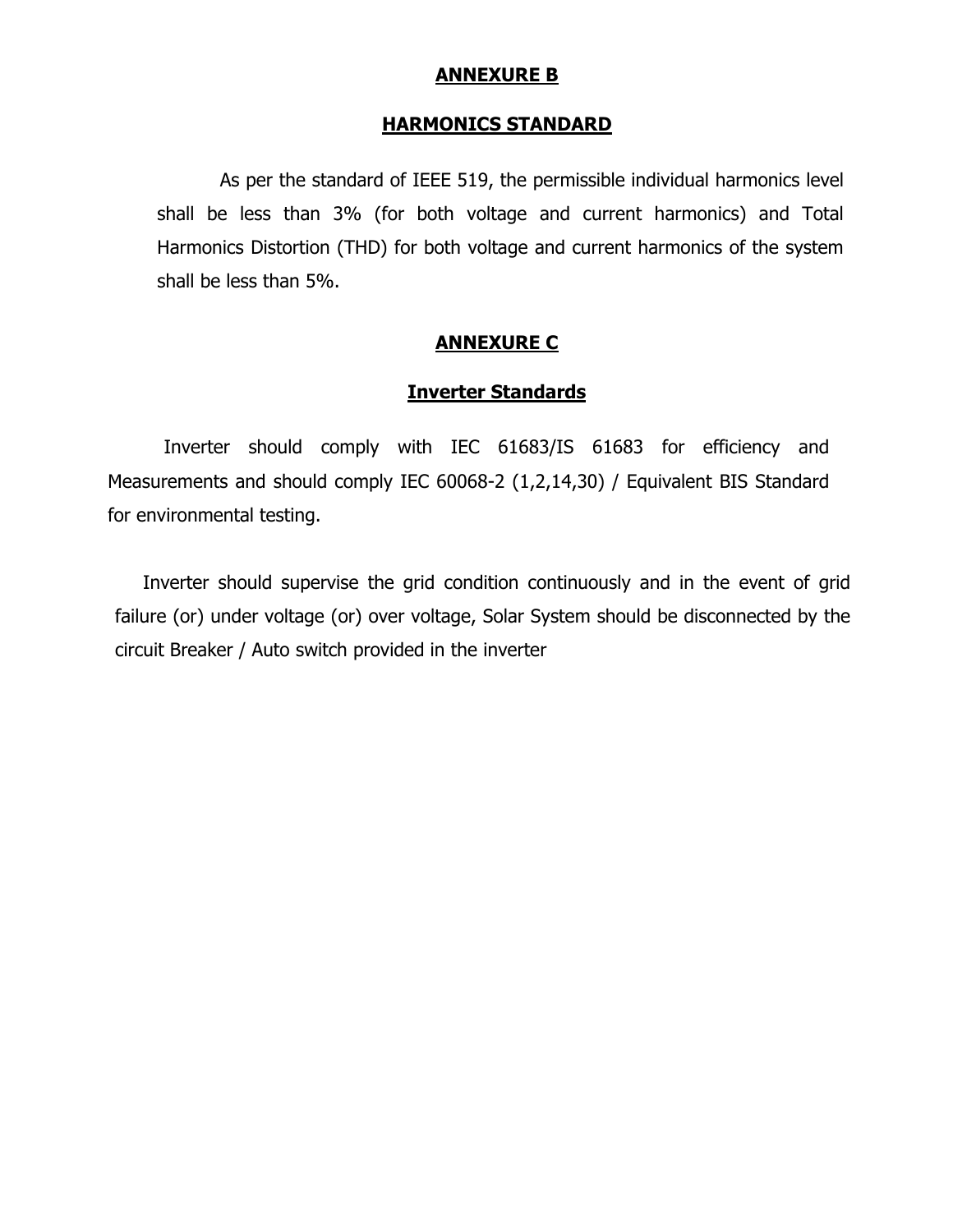## ANNEXURE B

## HARMONICS STANDARD

As per the standard of IEEE 519, the permissible individual harmonics level shall be less than 3% (for both voltage and current harmonics) and Total Harmonics Distortion (THD) for both voltage and current harmonics of the system shall be less than 5%.

## ANNEXURE C

## Inverter Standards

Inverter should comply with IEC 61683/IS 61683 for efficiency and Measurements and should comply IEC 60068-2 (1,2,14,30) / Equivalent BIS Standard for environmental testing.

Inverter should supervise the grid condition continuously and in the event of grid failure (or) under voltage (or) over voltage, Solar System should be disconnected by the circuit Breaker / Auto switch provided in the inverter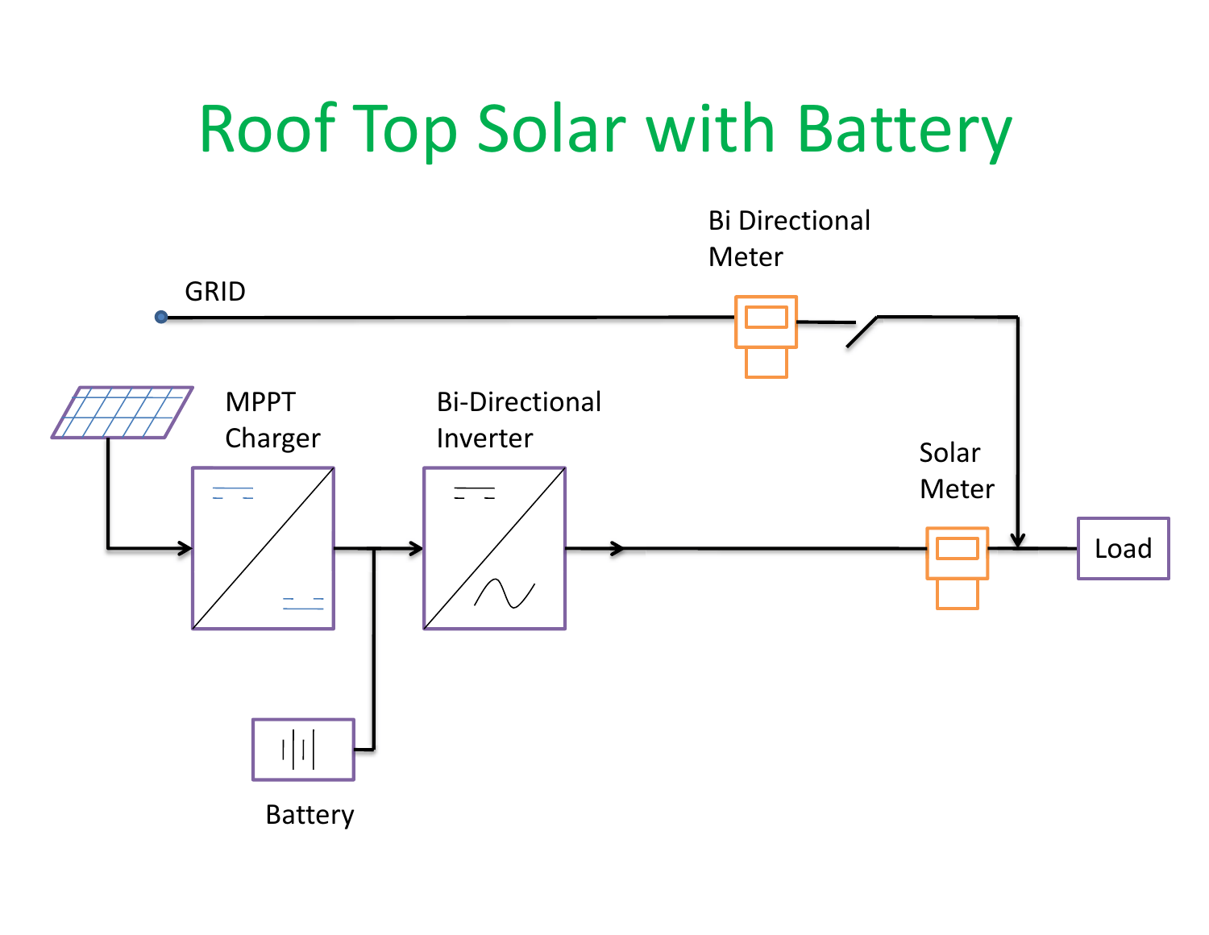# Roof Top Solar with Battery

GRID

Bi Directional Meter

MPPT Charger

Bi-Directional Inverter

Solar Meter

Load

Battery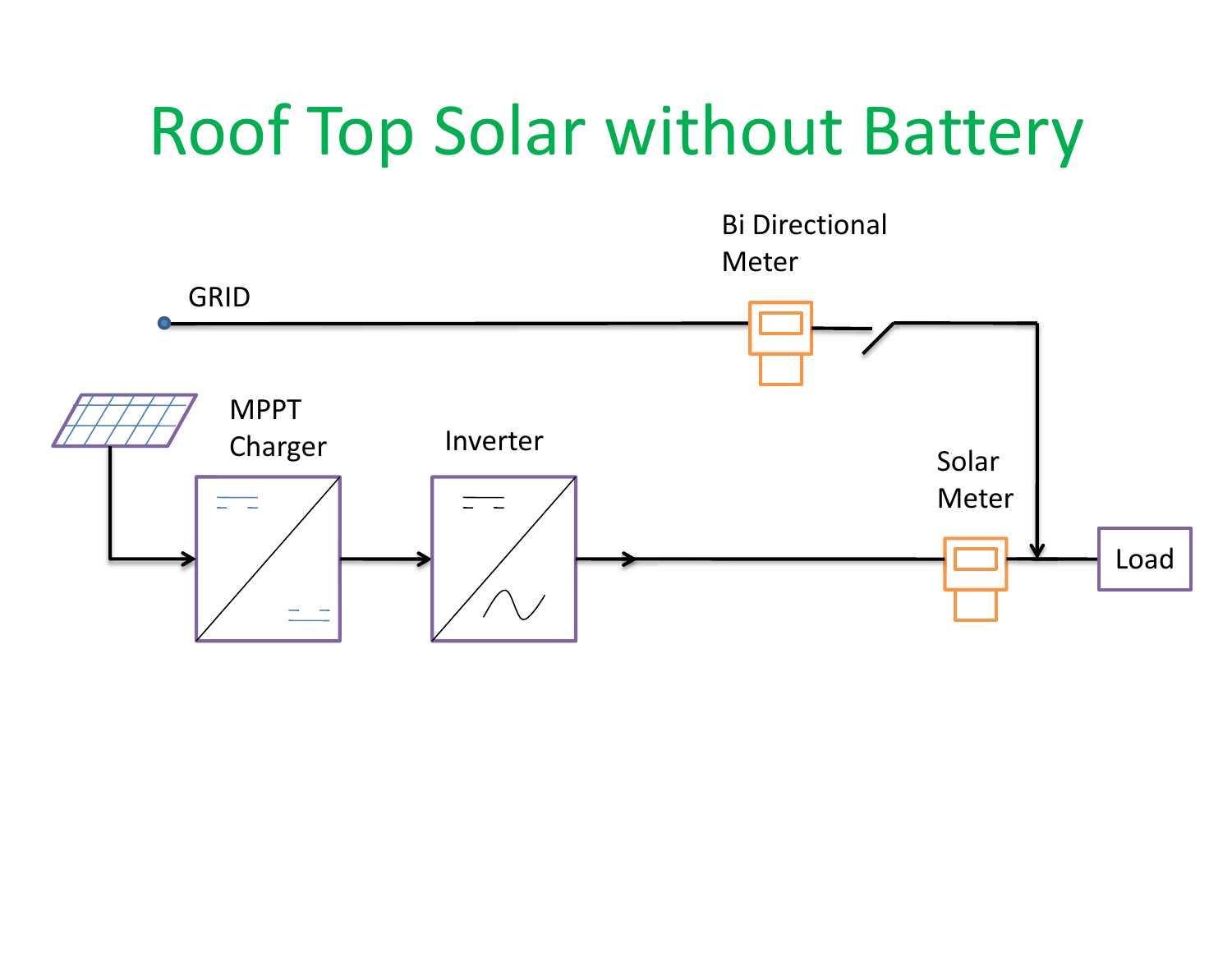# Roof Top Solar without Battery

GRID

Bi Directional
Meter

MPPT
Charger

Inverter

Solar
Meter

Load